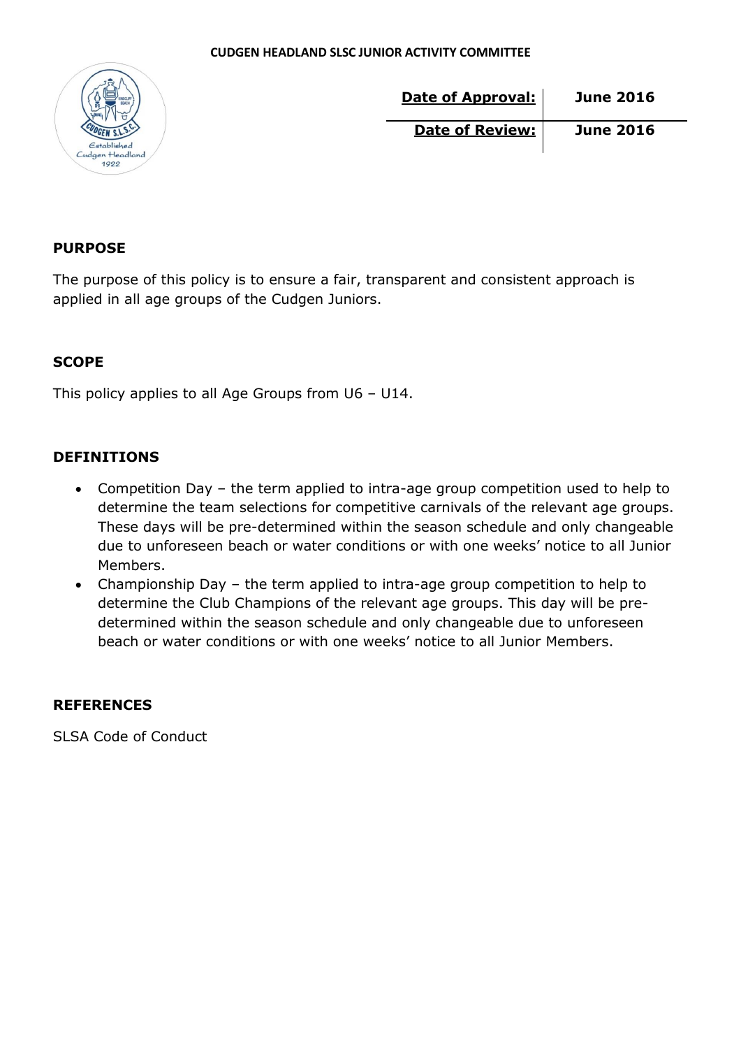**CUDGEN HEADLAND SLSC JUNIOR ACTIVITY COMMITTEE**

| **Date of Approval:** | **June 2016** |
|---|---|
| **Date of Review:** | **June 2016** |

## PURPOSE

The purpose of this policy is to ensure a fair, transparent and consistent approach is applied in all age groups of the Cudgen Juniors.

## SCOPE

This policy applies to all Age Groups from U6 – U14.

## DEFINITIONS

- Competition Day – the term applied to intra-age group competition used to help to determine the team selections for competitive carnivals of the relevant age groups. These days will be pre-determined within the season schedule and only changeable due to unforeseen beach or water conditions or with one weeks' notice to all Junior Members.
- Championship Day – the term applied to intra-age group competition to help to determine the Club Champions of the relevant age groups. This day will be pre-determined within the season schedule and only changeable due to unforeseen beach or water conditions or with one weeks' notice to all Junior Members.

## REFERENCES

SLSA Code of Conduct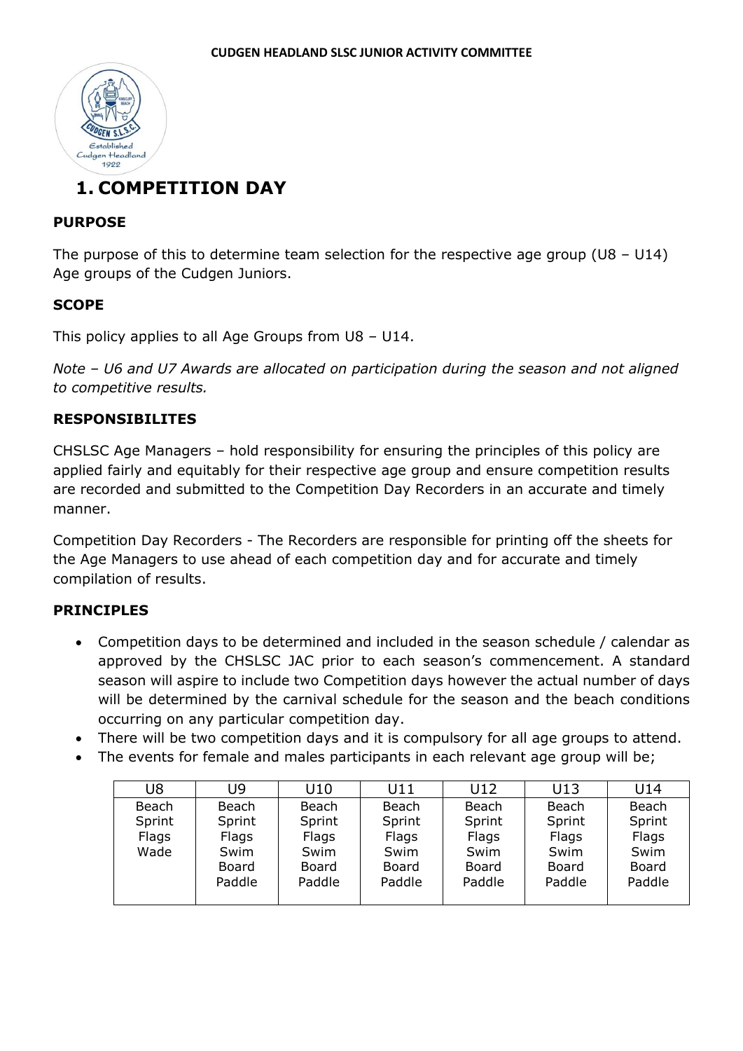**CUDGEN HEADLAND SLSC JUNIOR ACTIVITY COMMITTEE**

# 1. COMPETITION DAY

### PURPOSE

The purpose of this to determine team selection for the respective age group (U8 – U14) Age groups of the Cudgen Juniors.

### SCOPE

This policy applies to all Age Groups from U8 – U14.

*Note – U6 and U7 Awards are allocated on participation during the season and not aligned to competitive results.*

### RESPONSIBILITES

CHSLSC Age Managers – hold responsibility for ensuring the principles of this policy are applied fairly and equitably for their respective age group and ensure competition results are recorded and submitted to the Competition Day Recorders in an accurate and timely manner.

Competition Day Recorders - The Recorders are responsible for printing off the sheets for the Age Managers to use ahead of each competition day and for accurate and timely compilation of results.

### PRINCIPLES

- Competition days to be determined and included in the season schedule / calendar as approved by the CHSLSC JAC prior to each season's commencement. A standard season will aspire to include two Competition days however the actual number of days will be determined by the carnival schedule for the season and the beach conditions occurring on any particular competition day.
- There will be two competition days and it is compulsory for all age groups to attend.
- The events for female and males participants in each relevant age group will be;

| U8 | U9 | U10 | U11 | U12 | U13 | U14 |
|---|---|---|---|---|---|---|
| Beach Sprint Flags Wade | Beach Sprint Flags Swim Board Paddle | Beach Sprint Flags Swim Board Paddle | Beach Sprint Flags Swim Board Paddle | Beach Sprint Flags Swim Board Paddle | Beach Sprint Flags Swim Board Paddle | Beach Sprint Flags Swim Board Paddle |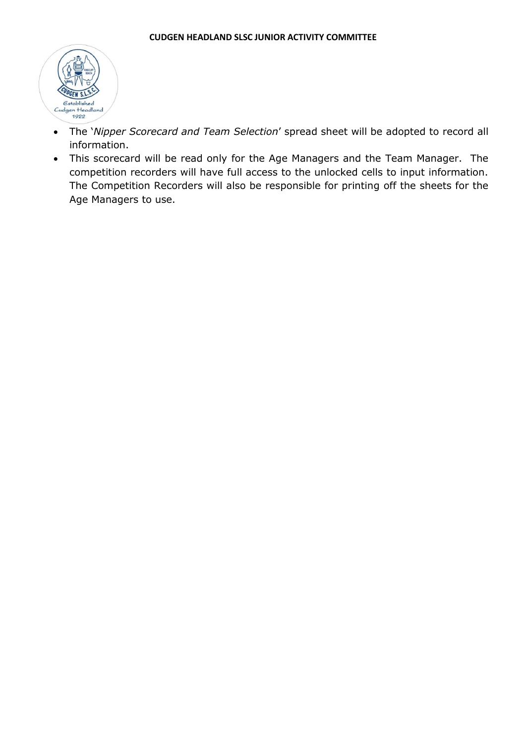- The '*Nipper Scorecard and Team Selection*' spread sheet will be adopted to record all information.
- This scorecard will be read only for the Age Managers and the Team Manager. The competition recorders will have full access to the unlocked cells to input information. The Competition Recorders will also be responsible for printing off the sheets for the Age Managers to use.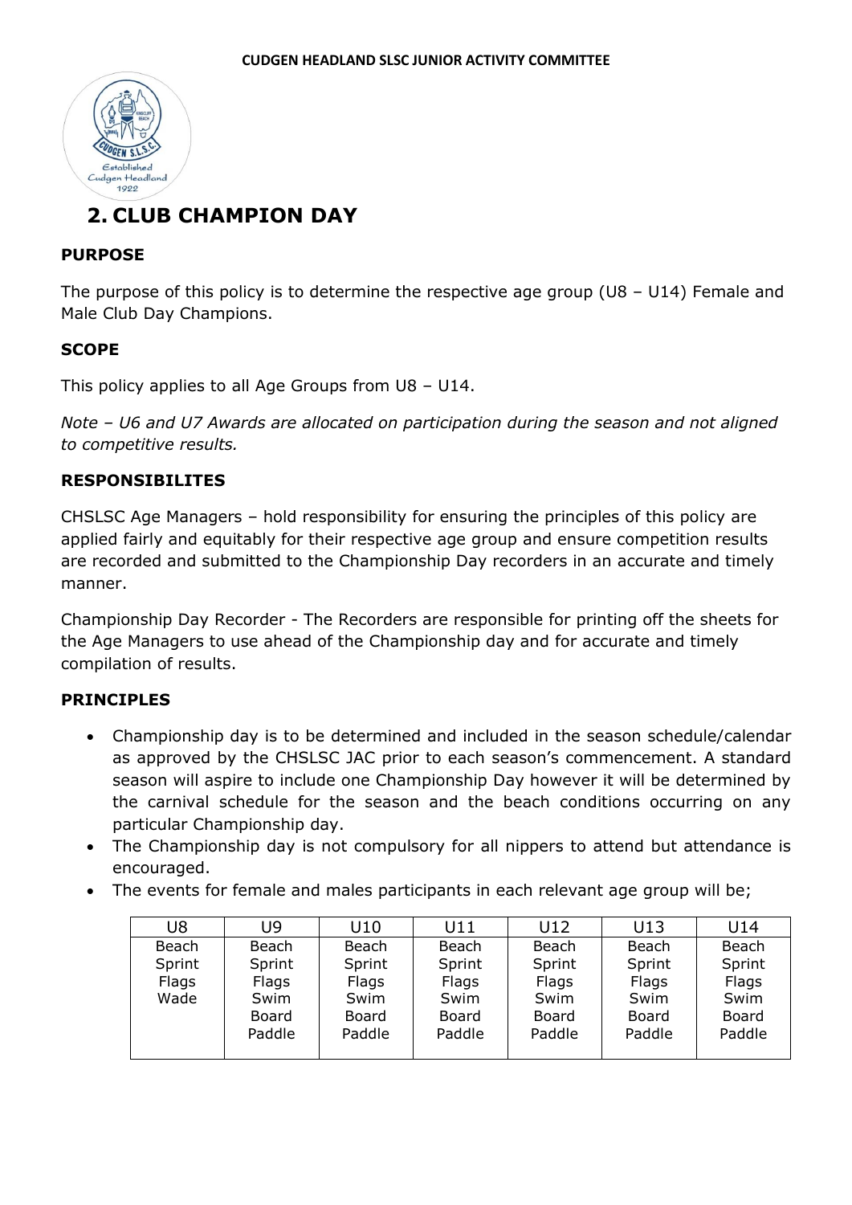## 2. CLUB CHAMPION DAY

**PURPOSE**

The purpose of this policy is to determine the respective age group (U8 – U14) Female and Male Club Day Champions.

**SCOPE**

This policy applies to all Age Groups from U8 – U14.

*Note – U6 and U7 Awards are allocated on participation during the season and not aligned to competitive results.*

**RESPONSIBILITES**

CHSLSC Age Managers – hold responsibility for ensuring the principles of this policy are applied fairly and equitably for their respective age group and ensure competition results are recorded and submitted to the Championship Day recorders in an accurate and timely manner.

Championship Day Recorder - The Recorders are responsible for printing off the sheets for the Age Managers to use ahead of the Championship day and for accurate and timely compilation of results.

**PRINCIPLES**

- Championship day is to be determined and included in the season schedule/calendar as approved by the CHSLSC JAC prior to each season's commencement. A standard season will aspire to include one Championship Day however it will be determined by the carnival schedule for the season and the beach conditions occurring on any particular Championship day.
- The Championship day is not compulsory for all nippers to attend but attendance is encouraged.
- The events for female and males participants in each relevant age group will be;

| U8 | U9 | U10 | U11 | U12 | U13 | U14 |
|---|---|---|---|---|---|---|
| Beach Sprint<br>Flags<br>Wade | Beach Sprint<br>Flags<br>Swim<br>Board Paddle | Beach Sprint<br>Flags<br>Swim<br>Board Paddle | Beach Sprint<br>Flags<br>Swim<br>Board Paddle | Beach Sprint<br>Flags<br>Swim<br>Board Paddle | Beach Sprint<br>Flags<br>Swim<br>Board Paddle | Beach Sprint<br>Flags<br>Swim<br>Board Paddle |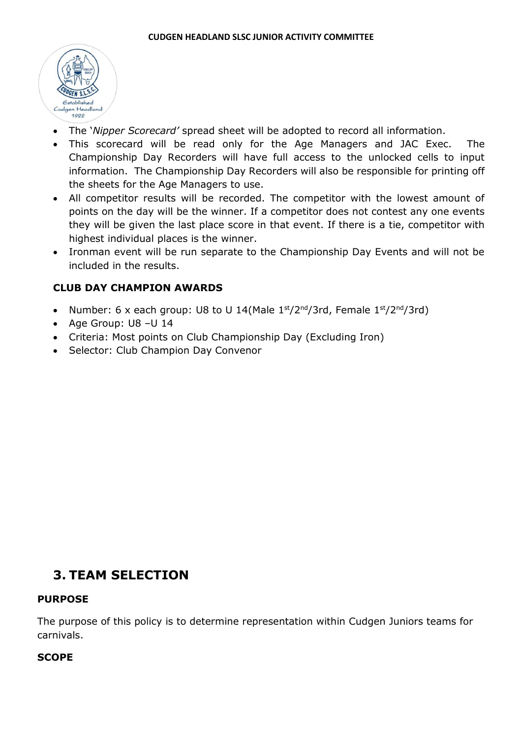- The '*Nipper Scorecard'* spread sheet will be adopted to record all information.
- This scorecard will be read only for the Age Managers and JAC Exec. The Championship Day Recorders will have full access to the unlocked cells to input information. The Championship Day Recorders will also be responsible for printing off the sheets for the Age Managers to use.
- All competitor results will be recorded. The competitor with the lowest amount of points on the day will be the winner. If a competitor does not contest any one events they will be given the last place score in that event. If there is a tie, competitor with highest individual places is the winner.
- Ironman event will be run separate to the Championship Day Events and will not be included in the results.

**CLUB DAY CHAMPION AWARDS**

- Number: 6 x each group: U8 to U 14(Male 1st/2nd/3rd, Female 1st/2nd/3rd)
- Age Group: U8 –U 14
- Criteria: Most points on Club Championship Day (Excluding Iron)
- Selector: Club Champion Day Convenor

## 3. TEAM SELECTION

**PURPOSE**

The purpose of this policy is to determine representation within Cudgen Juniors teams for carnivals.

**SCOPE**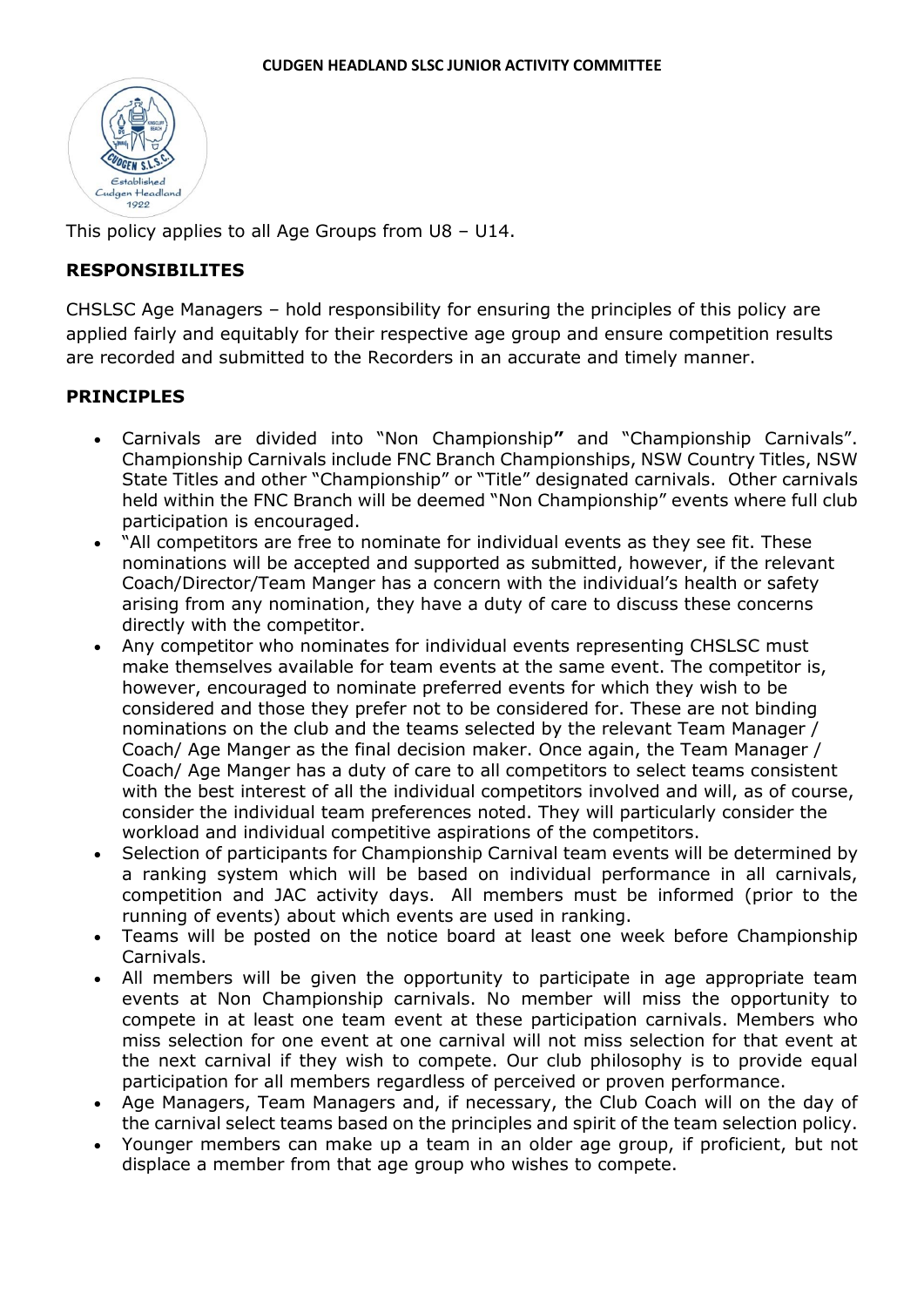**CUDGEN HEADLAND SLSC JUNIOR ACTIVITY COMMITTEE**

This policy applies to all Age Groups from U8 – U14.

## RESPONSIBILITES

CHSLSC Age Managers – hold responsibility for ensuring the principles of this policy are applied fairly and equitably for their respective age group and ensure competition results are recorded and submitted to the Recorders in an accurate and timely manner.

## PRINCIPLES

- Carnivals are divided into "Non Championship**"** and "Championship Carnivals". Championship Carnivals include FNC Branch Championships, NSW Country Titles, NSW State Titles and other "Championship" or "Title" designated carnivals. Other carnivals held within the FNC Branch will be deemed "Non Championship" events where full club participation is encouraged.
- "All competitors are free to nominate for individual events as they see fit. These nominations will be accepted and supported as submitted, however, if the relevant Coach/Director/Team Manger has a concern with the individual's health or safety arising from any nomination, they have a duty of care to discuss these concerns directly with the competitor.
- Any competitor who nominates for individual events representing CHSLSC must make themselves available for team events at the same event. The competitor is, however, encouraged to nominate preferred events for which they wish to be considered and those they prefer not to be considered for. These are not binding nominations on the club and the teams selected by the relevant Team Manager / Coach/ Age Manger as the final decision maker. Once again, the Team Manager / Coach/ Age Manger has a duty of care to all competitors to select teams consistent with the best interest of all the individual competitors involved and will, as of course, consider the individual team preferences noted. They will particularly consider the workload and individual competitive aspirations of the competitors.
- Selection of participants for Championship Carnival team events will be determined by a ranking system which will be based on individual performance in all carnivals, competition and JAC activity days. All members must be informed (prior to the running of events) about which events are used in ranking.
- Teams will be posted on the notice board at least one week before Championship Carnivals.
- All members will be given the opportunity to participate in age appropriate team events at Non Championship carnivals. No member will miss the opportunity to compete in at least one team event at these participation carnivals. Members who miss selection for one event at one carnival will not miss selection for that event at the next carnival if they wish to compete. Our club philosophy is to provide equal participation for all members regardless of perceived or proven performance.
- Age Managers, Team Managers and, if necessary, the Club Coach will on the day of the carnival select teams based on the principles and spirit of the team selection policy.
- Younger members can make up a team in an older age group, if proficient, but not displace a member from that age group who wishes to compete.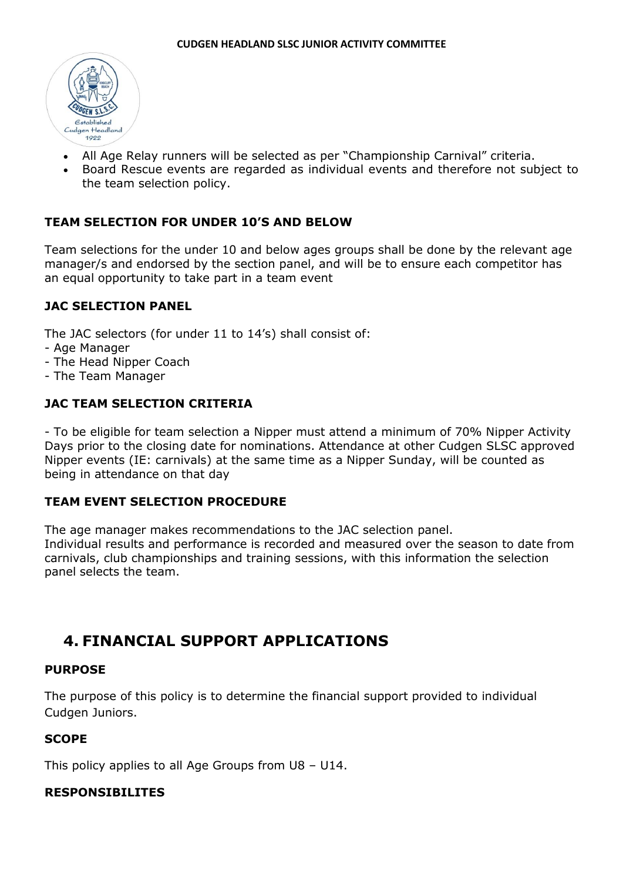- All Age Relay runners will be selected as per "Championship Carnival" criteria.
- Board Rescue events are regarded as individual events and therefore not subject to the team selection policy.

### TEAM SELECTION FOR UNDER 10'S AND BELOW

Team selections for the under 10 and below ages groups shall be done by the relevant age manager/s and endorsed by the section panel, and will be to ensure each competitor has an equal opportunity to take part in a team event

### JAC SELECTION PANEL

The JAC selectors (for under 11 to 14's) shall consist of:

- Age Manager
- The Head Nipper Coach
- The Team Manager

### JAC TEAM SELECTION CRITERIA

- To be eligible for team selection a Nipper must attend a minimum of 70% Nipper Activity Days prior to the closing date for nominations. Attendance at other Cudgen SLSC approved Nipper events (IE: carnivals) at the same time as a Nipper Sunday, will be counted as being in attendance on that day

### TEAM EVENT SELECTION PROCEDURE

The age manager makes recommendations to the JAC selection panel.
Individual results and performance is recorded and measured over the season to date from carnivals, club championships and training sessions, with this information the selection panel selects the team.

## 4. FINANCIAL SUPPORT APPLICATIONS

### PURPOSE

The purpose of this policy is to determine the financial support provided to individual Cudgen Juniors.

### SCOPE

This policy applies to all Age Groups from U8 – U14.

### RESPONSIBILITES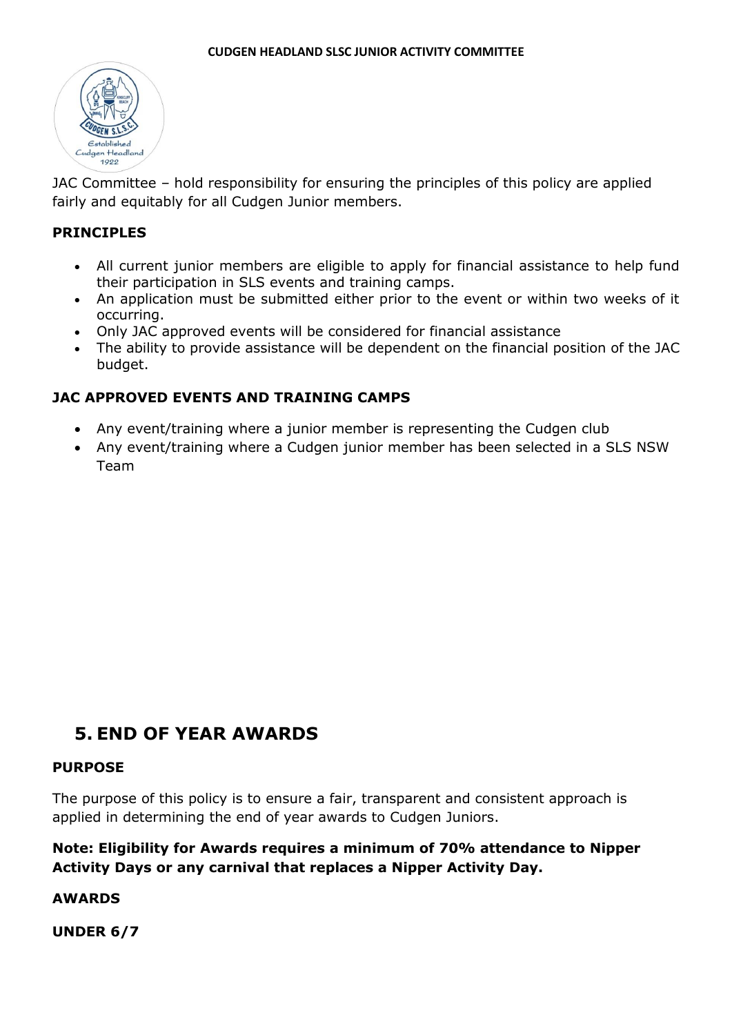JAC Committee – hold responsibility for ensuring the principles of this policy are applied fairly and equitably for all Cudgen Junior members.

**PRINCIPLES**

- All current junior members are eligible to apply for financial assistance to help fund their participation in SLS events and training camps.
- An application must be submitted either prior to the event or within two weeks of it occurring.
- Only JAC approved events will be considered for financial assistance
- The ability to provide assistance will be dependent on the financial position of the JAC budget.

**JAC APPROVED EVENTS AND TRAINING CAMPS**

- Any event/training where a junior member is representing the Cudgen club
- Any event/training where a Cudgen junior member has been selected in a SLS NSW Team

## 5. END OF YEAR AWARDS

**PURPOSE**

The purpose of this policy is to ensure a fair, transparent and consistent approach is applied in determining the end of year awards to Cudgen Juniors.

**Note: Eligibility for Awards requires a minimum of 70% attendance to Nipper Activity Days or any carnival that replaces a Nipper Activity Day.**

**AWARDS**

**UNDER 6/7**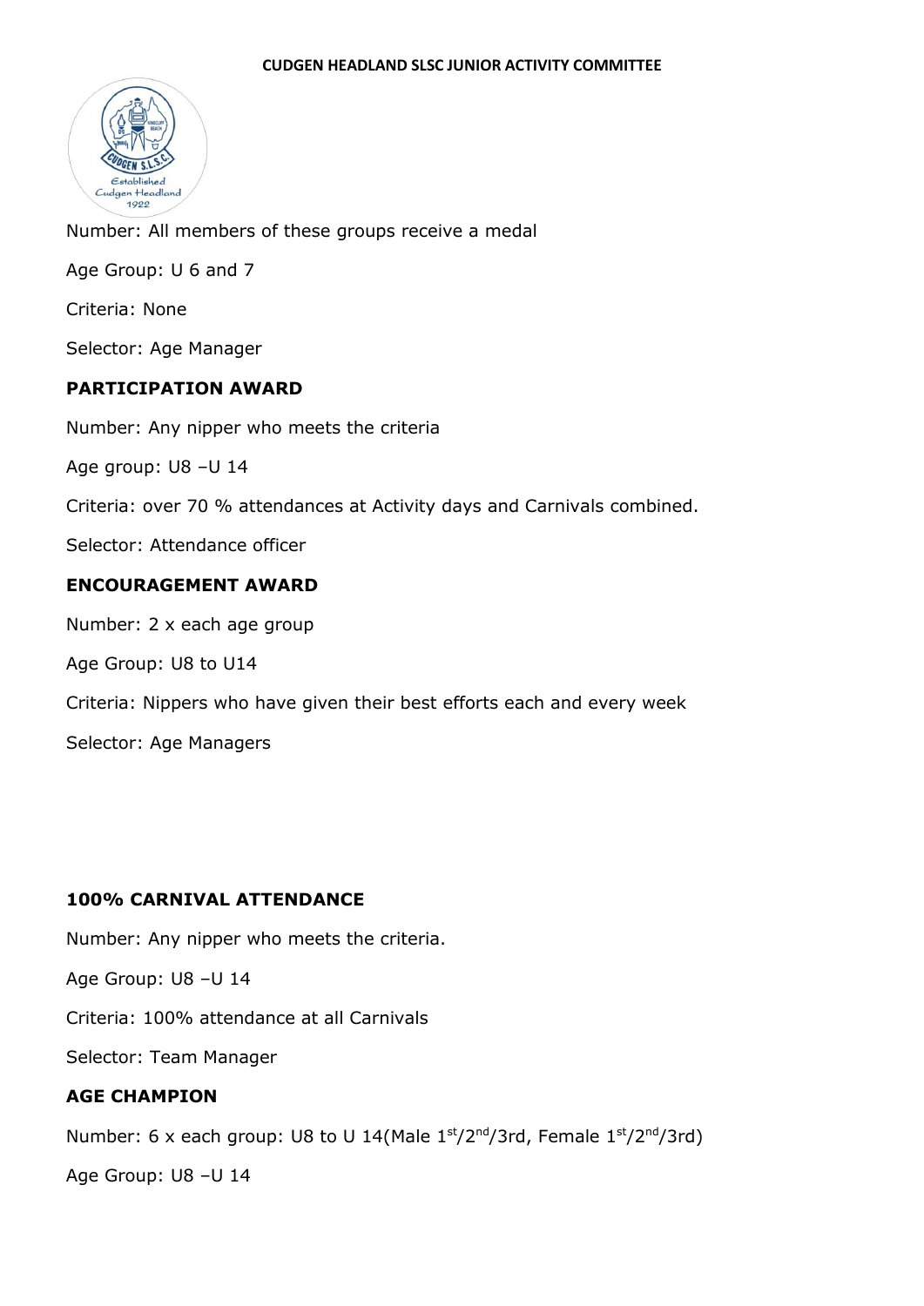Number: All members of these groups receive a medal

Age Group: U 6 and 7

Criteria: None

Selector: Age Manager

**PARTICIPATION AWARD**

Number: Any nipper who meets the criteria

Age group: U8 –U 14

Criteria: over 70 % attendances at Activity days and Carnivals combined.

Selector: Attendance officer

**ENCOURAGEMENT AWARD**

Number: 2 x each age group

Age Group: U8 to U14

Criteria: Nippers who have given their best efforts each and every week

Selector: Age Managers

**100% CARNIVAL ATTENDANCE**

Number: Any nipper who meets the criteria.

Age Group: U8 –U 14

Criteria: 100% attendance at all Carnivals

Selector: Team Manager

**AGE CHAMPION**

Number: 6 x each group: U8 to U 14(Male 1st/2nd/3rd, Female 1st/2nd/3rd)

Age Group: U8 –U 14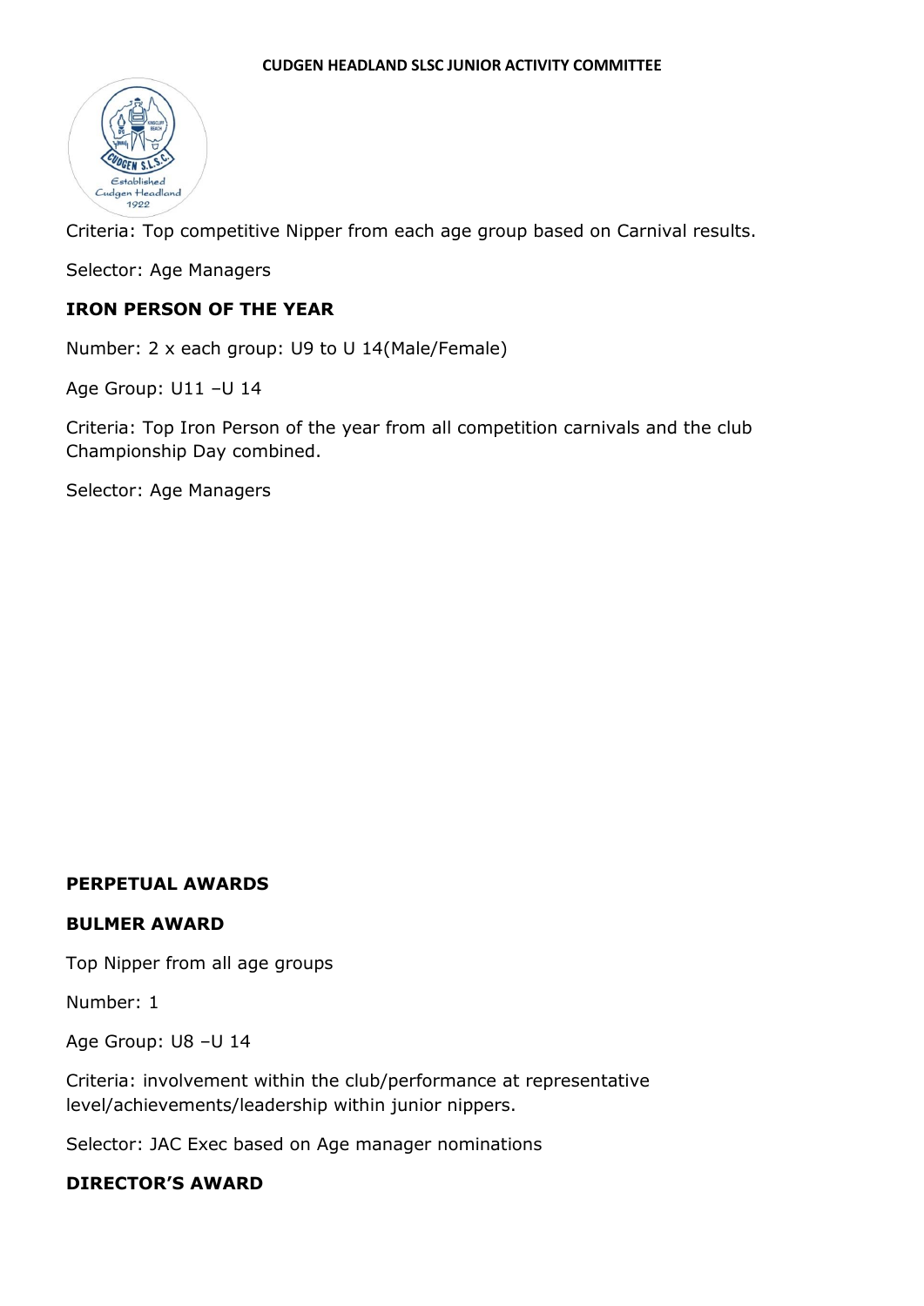Criteria: Top competitive Nipper from each age group based on Carnival results.

Selector: Age Managers

**IRON PERSON OF THE YEAR**

Number: 2 x each group: U9 to U 14(Male/Female)

Age Group: U11 –U 14

Criteria: Top Iron Person of the year from all competition carnivals and the club Championship Day combined.

Selector: Age Managers

**PERPETUAL AWARDS**

**BULMER AWARD**

Top Nipper from all age groups

Number: 1

Age Group: U8 –U 14

Criteria: involvement within the club/performance at representative level/achievements/leadership within junior nippers.

Selector: JAC Exec based on Age manager nominations

**DIRECTOR'S AWARD**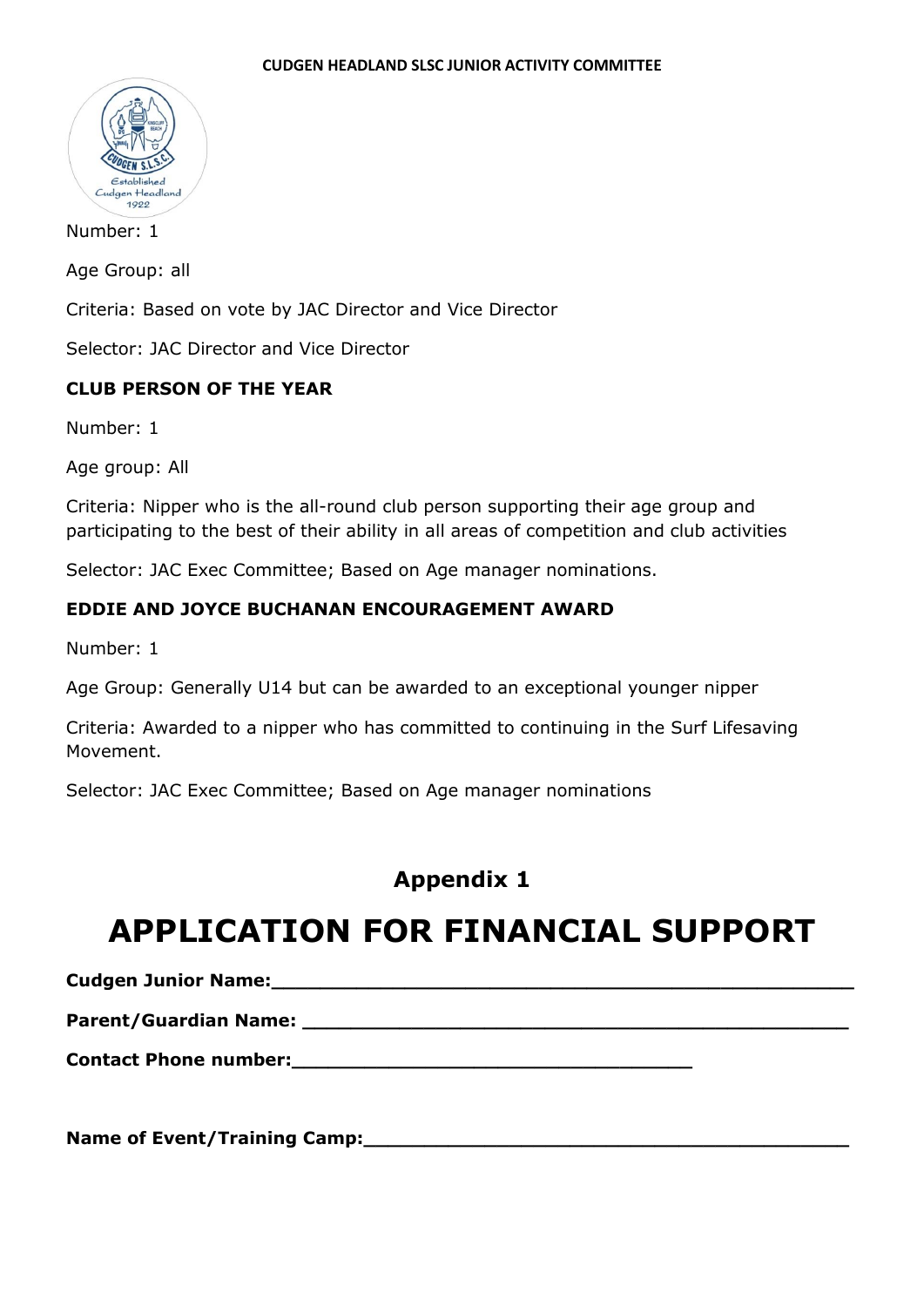Number: 1

Age Group: all

Criteria: Based on vote by JAC Director and Vice Director

Selector: JAC Director and Vice Director

**CLUB PERSON OF THE YEAR**

Number: 1

Age group: All

Criteria: Nipper who is the all-round club person supporting their age group and participating to the best of their ability in all areas of competition and club activities

Selector: JAC Exec Committee; Based on Age manager nominations.

**EDDIE AND JOYCE BUCHANAN ENCOURAGEMENT AWARD**

Number: 1

Age Group: Generally U14 but can be awarded to an exceptional younger nipper

Criteria: Awarded to a nipper who has committed to continuing in the Surf Lifesaving Movement.

Selector: JAC Exec Committee; Based on Age manager nominations

## Appendix 1

# APPLICATION FOR FINANCIAL SUPPORT

**Cudgen Junior Name:**\_\_\_\_\_\_\_\_\_\_\_\_\_\_\_\_\_\_\_\_\_\_\_\_\_\_\_\_\_\_\_\_\_\_\_\_\_\_\_\_\_\_\_\_\_\_\_\_

**Parent/Guardian Name:** \_\_\_\_\_\_\_\_\_\_\_\_\_\_\_\_\_\_\_\_\_\_\_\_\_\_\_\_\_\_\_\_\_\_\_\_\_\_\_\_\_\_\_\_\_\_

**Contact Phone number:**\_\_\_\_\_\_\_\_\_\_\_\_\_\_\_\_\_\_\_\_\_\_\_\_\_\_\_\_\_\_\_\_\_\_

**Name of Event/Training Camp:**\_\_\_\_\_\_\_\_\_\_\_\_\_\_\_\_\_\_\_\_\_\_\_\_\_\_\_\_\_\_\_\_\_\_\_\_\_\_\_\_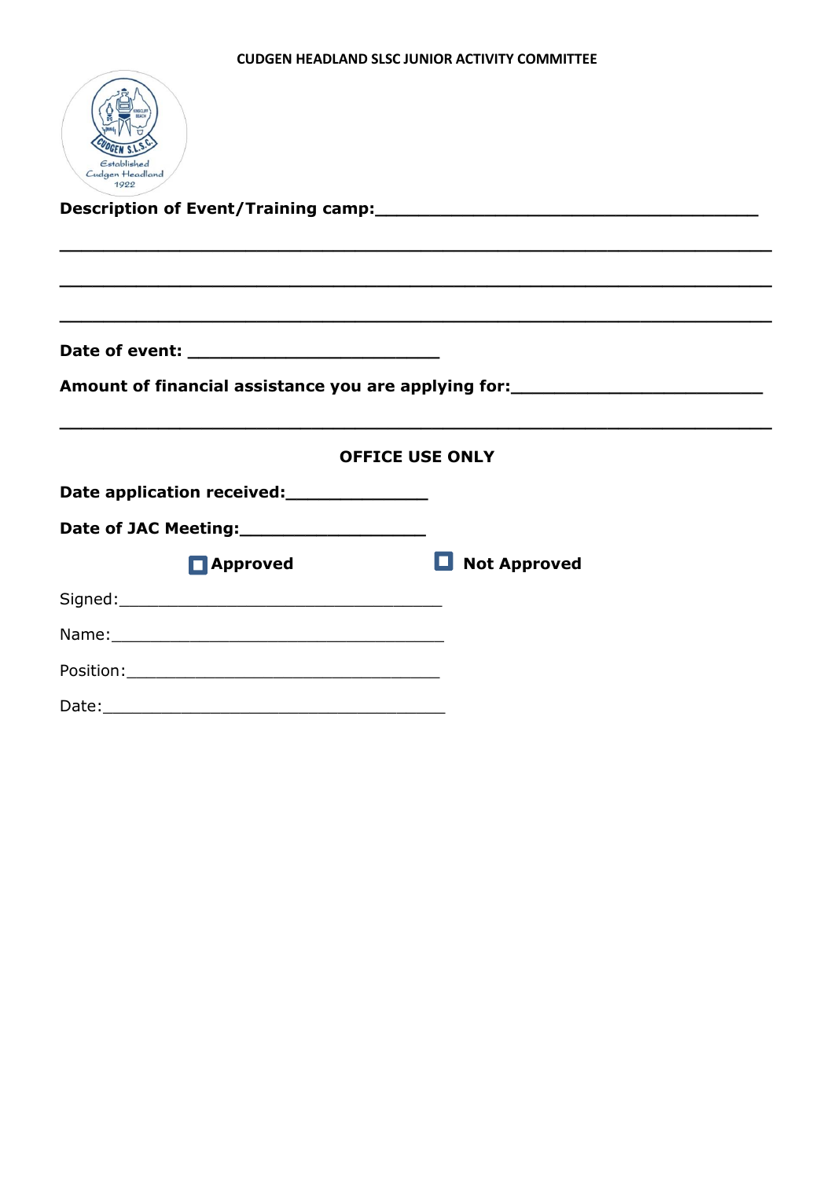CUDGEN HEADLAND SLSC JUNIOR ACTIVITY COMMITTEE

**Description of Event/Training camp:**_______________________________________

___________________________________________________________________________

___________________________________________________________________________

___________________________________________________________________________

**Date of event:** __________________________

**Amount of financial assistance you are applying for:**_________________________

___________________________________________________________________________

**OFFICE USE ONLY**

**Date application received:**______________

**Date of JAC Meeting:**__________________

☐ **Approved** ☐ **Not Approved**

Signed:_________________________________

Name:__________________________________

Position:________________________________

Date:___________________________________